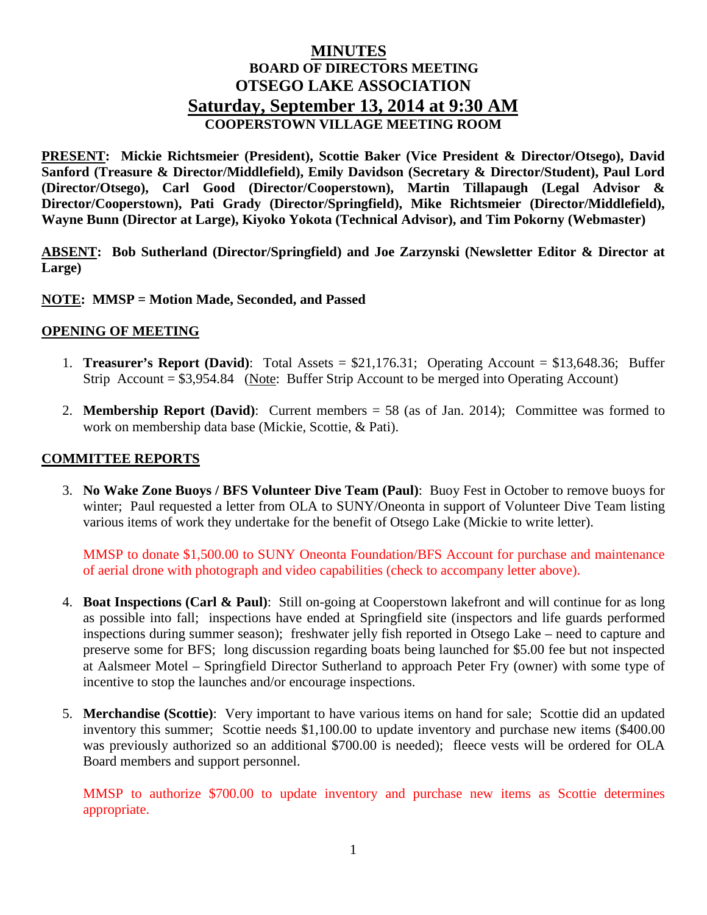# MINUTES

## BOARD OF DIRECTORS MEETING

## OTSEGO LAKE ASSOCIATION

## Saturday, September 13, 2014 at 9:30 AM

### COOPERSTOWN VILLAGE MEETING ROOM

**PRESENT: Mickie Richtsmeier (President), Scottie Baker (Vice President & Director/Otsego), David Sanford (Treasure & Director/Middlefield), Emily Davidson (Secretary & Director/Student), Paul Lord (Director/Otsego), Carl Good (Director/Cooperstown), Martin Tillapaugh (Legal Advisor & Director/Cooperstown), Pati Grady (Director/Springfield), Mike Richtsmeier (Director/Middlefield), Wayne Bunn (Director at Large), Kiyoko Yokota (Technical Advisor), and Tim Pokorny (Webmaster)**

**ABSENT: Bob Sutherland (Director/Springfield) and Joe Zarzynski (Newsletter Editor & Director at Large)**

**NOTE: MMSP = Motion Made, Seconded, and Passed**

**OPENING OF MEETING**

1. **Treasurer's Report (David)**: Total Assets = $21,176.31; Operating Account = $13,648.36; Buffer Strip Account = $3,954.84 (Note: Buffer Strip Account to be merged into Operating Account)

2. **Membership Report (David)**: Current members = 58 (as of Jan. 2014); Committee was formed to work on membership data base (Mickie, Scottie, & Pati).

**COMMITTEE REPORTS**

3. **No Wake Zone Buoys / BFS Volunteer Dive Team (Paul)**: Buoy Fest in October to remove buoys for winter; Paul requested a letter from OLA to SUNY/Oneonta in support of Volunteer Dive Team listing various items of work they undertake for the benefit of Otsego Lake (Mickie to write letter).

   MMSP to donate $1,500.00 to SUNY Oneonta Foundation/BFS Account for purchase and maintenance of aerial drone with photograph and video capabilities (check to accompany letter above).

4. **Boat Inspections (Carl & Paul)**: Still on-going at Cooperstown lakefront and will continue for as long as possible into fall; inspections have ended at Springfield site (inspectors and life guards performed inspections during summer season); freshwater jelly fish reported in Otsego Lake – need to capture and preserve some for BFS; long discussion regarding boats being launched for $5.00 fee but not inspected at Aalsmeer Motel – Springfield Director Sutherland to approach Peter Fry (owner) with some type of incentive to stop the launches and/or encourage inspections.

5. **Merchandise (Scottie)**: Very important to have various items on hand for sale; Scottie did an updated inventory this summer; Scottie needs $1,100.00 to update inventory and purchase new items ($400.00 was previously authorized so an additional $700.00 is needed); fleece vests will be ordered for OLA Board members and support personnel.

   MMSP to authorize $700.00 to update inventory and purchase new items as Scottie determines appropriate.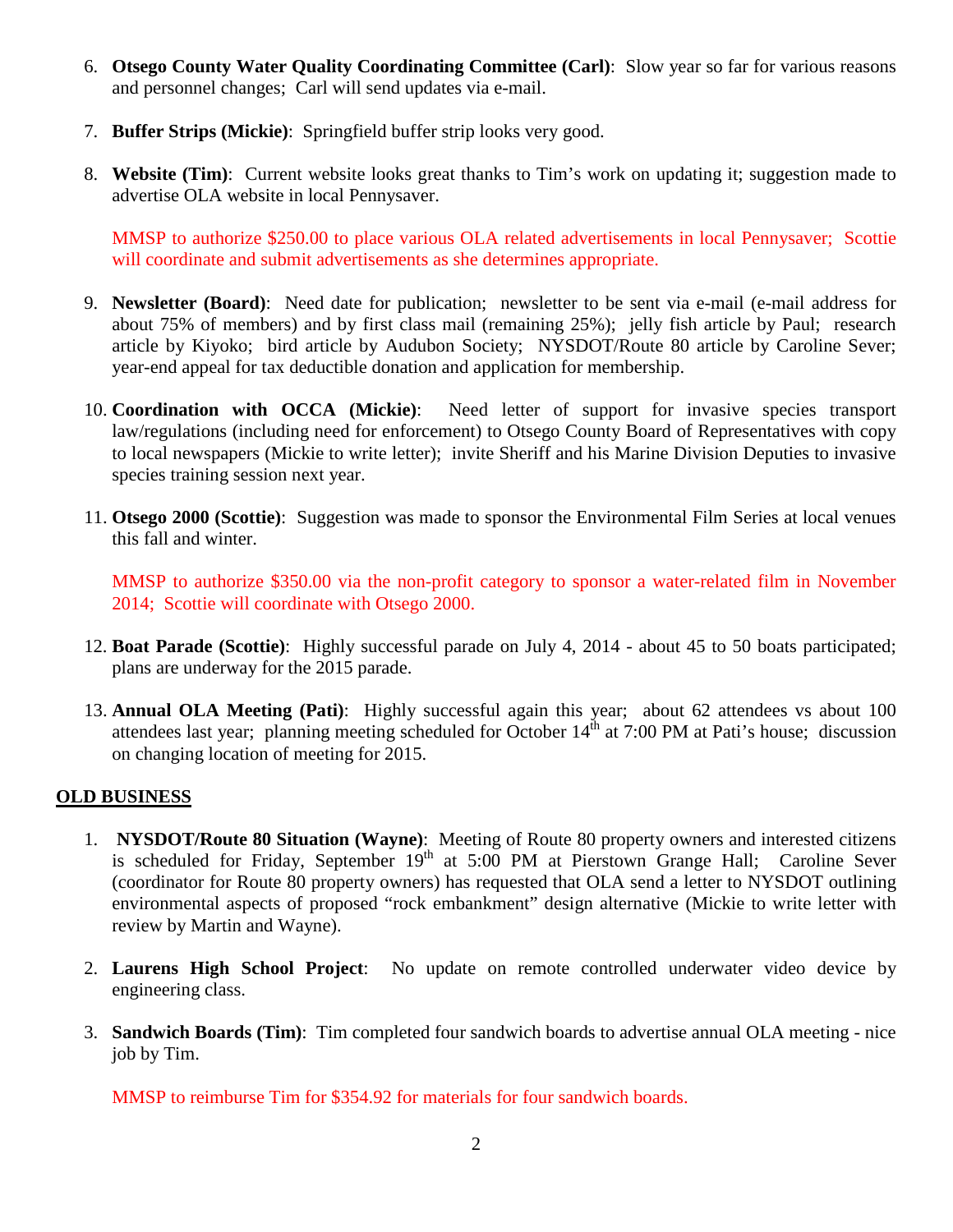6. **Otsego County Water Quality Coordinating Committee (Carl)**: Slow year so far for various reasons and personnel changes; Carl will send updates via e-mail.

7. **Buffer Strips (Mickie)**: Springfield buffer strip looks very good.

8. **Website (Tim)**: Current website looks great thanks to Tim's work on updating it; suggestion made to advertise OLA website in local Pennysaver.

   MMSP to authorize \$250.00 to place various OLA related advertisements in local Pennysaver; Scottie will coordinate and submit advertisements as she determines appropriate.

9. **Newsletter (Board)**: Need date for publication; newsletter to be sent via e-mail (e-mail address for about 75% of members) and by first class mail (remaining 25%); jelly fish article by Paul; research article by Kiyoko; bird article by Audubon Society; NYSDOT/Route 80 article by Caroline Sever; year-end appeal for tax deductible donation and application for membership.

10. **Coordination with OCCA (Mickie)**: Need letter of support for invasive species transport law/regulations (including need for enforcement) to Otsego County Board of Representatives with copy to local newspapers (Mickie to write letter); invite Sheriff and his Marine Division Deputies to invasive species training session next year.

11. **Otsego 2000 (Scottie)**: Suggestion was made to sponsor the Environmental Film Series at local venues this fall and winter.

    MMSP to authorize \$350.00 via the non-profit category to sponsor a water-related film in November 2014; Scottie will coordinate with Otsego 2000.

12. **Boat Parade (Scottie)**: Highly successful parade on July 4, 2014 - about 45 to 50 boats participated; plans are underway for the 2015 parade.

13. **Annual OLA Meeting (Pati)**: Highly successful again this year; about 62 attendees vs about 100 attendees last year; planning meeting scheduled for October 14th at 7:00 PM at Pati's house; discussion on changing location of meeting for 2015.

## OLD BUSINESS

1. **NYSDOT/Route 80 Situation (Wayne)**: Meeting of Route 80 property owners and interested citizens is scheduled for Friday, September 19th at 5:00 PM at Pierstown Grange Hall; Caroline Sever (coordinator for Route 80 property owners) has requested that OLA send a letter to NYSDOT outlining environmental aspects of proposed "rock embankment" design alternative (Mickie to write letter with review by Martin and Wayne).

2. **Laurens High School Project**: No update on remote controlled underwater video device by engineering class.

3. **Sandwich Boards (Tim)**: Tim completed four sandwich boards to advertise annual OLA meeting - nice job by Tim.

   MMSP to reimburse Tim for \$354.92 for materials for four sandwich boards.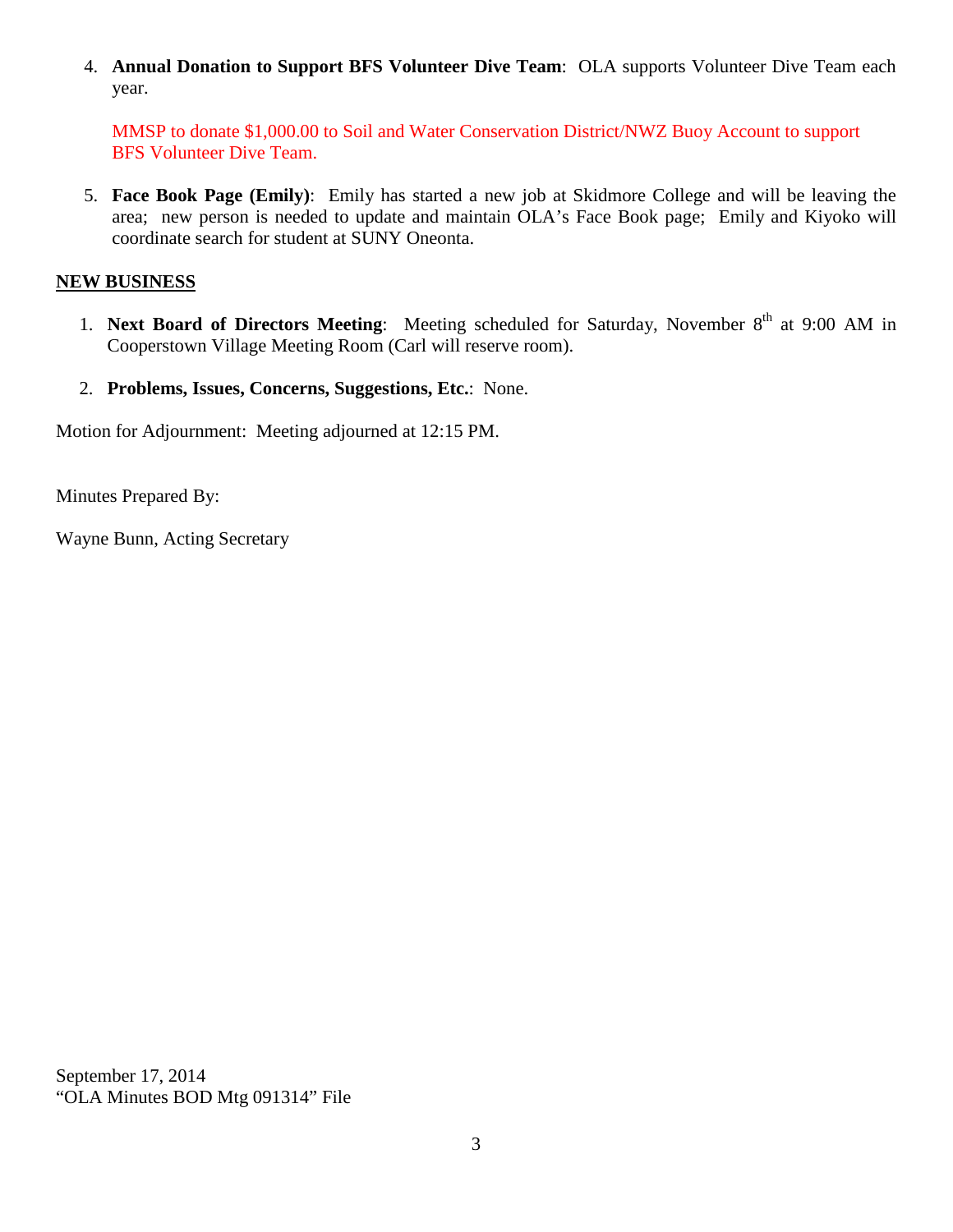4. **Annual Donation to Support BFS Volunteer Dive Team**: OLA supports Volunteer Dive Team each year.

   MMSP to donate $1,000.00 to Soil and Water Conservation District/NWZ Buoy Account to support BFS Volunteer Dive Team.

5. **Face Book Page (Emily)**: Emily has started a new job at Skidmore College and will be leaving the area; new person is needed to update and maintain OLA's Face Book page; Emily and Kiyoko will coordinate search for student at SUNY Oneonta.

**NEW BUSINESS**

1. **Next Board of Directors Meeting**: Meeting scheduled for Saturday, November 8th at 9:00 AM in Cooperstown Village Meeting Room (Carl will reserve room).

2. **Problems, Issues, Concerns, Suggestions, Etc.**: None.

Motion for Adjournment: Meeting adjourned at 12:15 PM.

Minutes Prepared By:

Wayne Bunn, Acting Secretary

September 17, 2014
"OLA Minutes BOD Mtg 091314" File